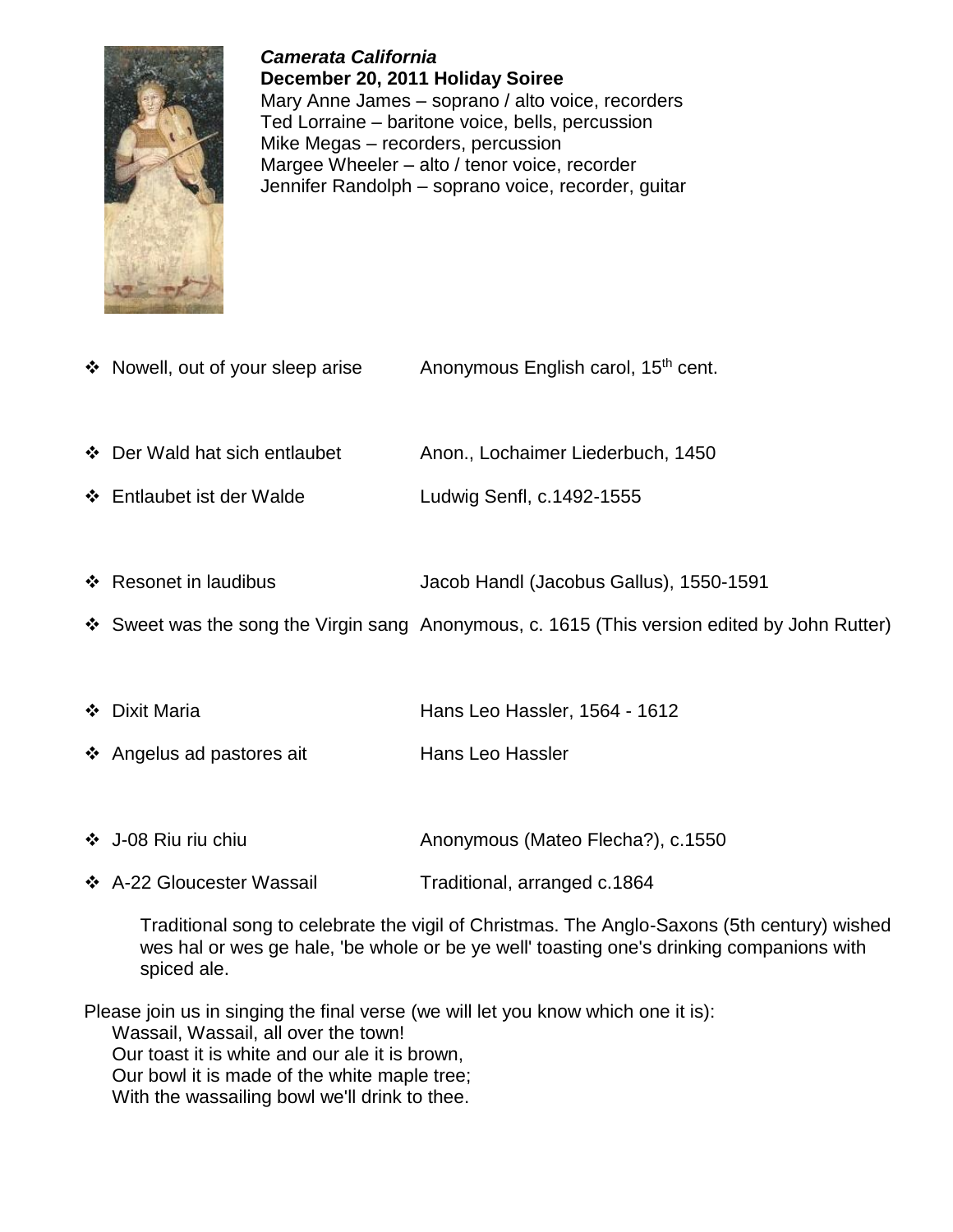***Camerata California***
**December 20, 2011 Holiday Soiree**
Mary Anne James – soprano / alto voice, recorders
Ted Lorraine – baritone voice, bells, percussion
Mike Megas – recorders, percussion
Margee Wheeler – alto / tenor voice, recorder
Jennifer Randolph – soprano voice, recorder, guitar

- Nowell, out of your sleep arise — Anonymous English carol, 15th cent.

- Der Wald hat sich entlaubet — Anon., Lochaimer Liederbuch, 1450
- Entlaubet ist der Walde — Ludwig Senfl, c.1492-1555

- Resonet in laudibus — Jacob Handl (Jacobus Gallus), 1550-1591
- Sweet was the song the Virgin sang — Anonymous, c. 1615 (This version edited by John Rutter)

- Dixit Maria — Hans Leo Hassler, 1564 - 1612
- Angelus ad pastores ait — Hans Leo Hassler

- J-08 Riu riu chiu — Anonymous (Mateo Flecha?), c.1550
- A-22 Gloucester Wassail — Traditional, arranged c.1864

  Traditional song to celebrate the vigil of Christmas. The Anglo-Saxons (5th century) wished wes hal or wes ge hale, 'be whole or be ye well' toasting one's drinking companions with spiced ale.

Please join us in singing the final verse (we will let you know which one it is):

Wassail, Wassail, all over the town!
Our toast it is white and our ale it is brown,
Our bowl it is made of the white maple tree;
With the wassailing bowl we'll drink to thee.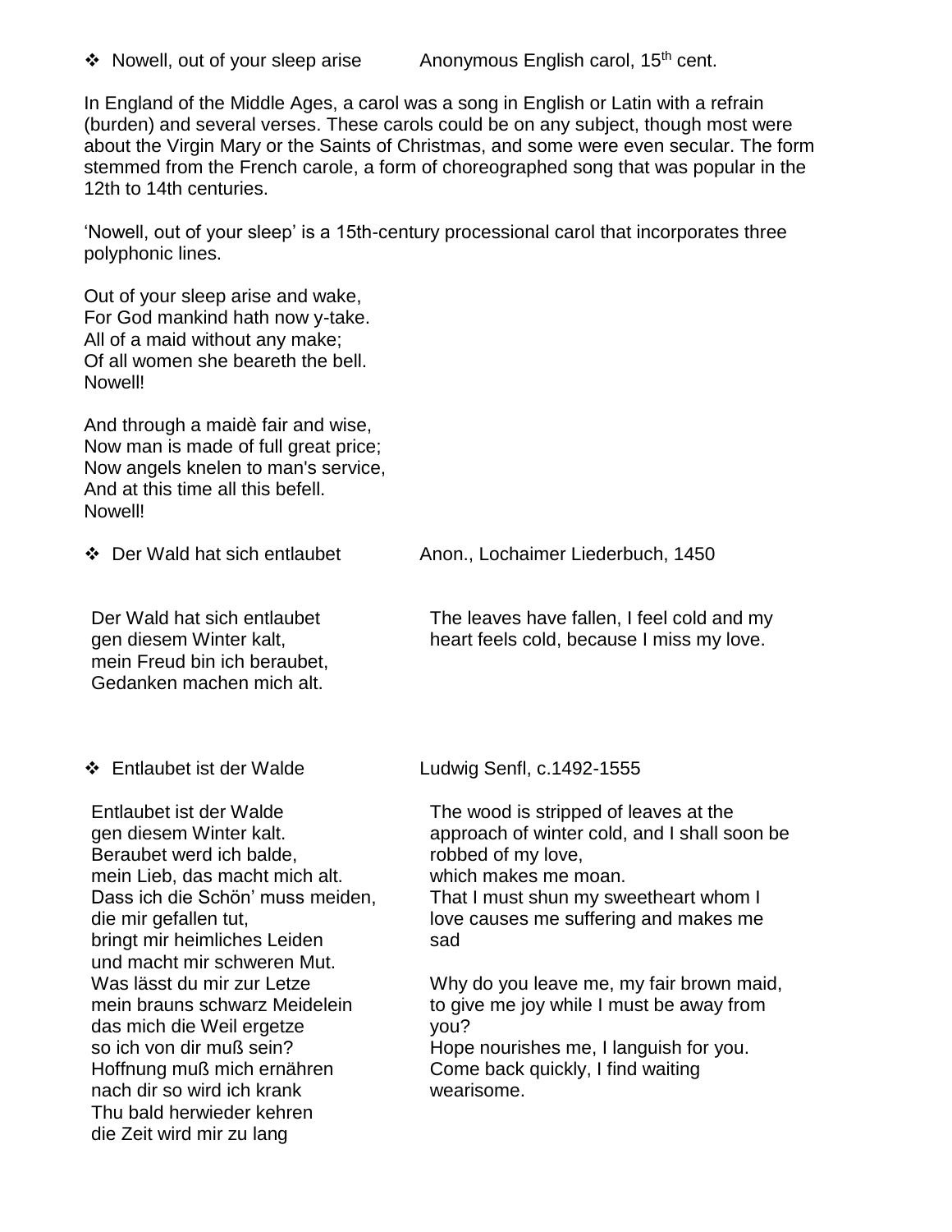- ❖ Nowell, out of your sleep arise — Anonymous English carol, 15th cent.

In England of the Middle Ages, a carol was a song in English or Latin with a refrain (burden) and several verses. These carols could be on any subject, though most were about the Virgin Mary or the Saints of Christmas, and some were even secular. The form stemmed from the French carole, a form of choreographed song that was popular in the 12th to 14th centuries.

'Nowell, out of your sleep' is a 15th-century processional carol that incorporates three polyphonic lines.

Out of your sleep arise and wake,  
For God mankind hath now y-take.  
All of a maid without any make;  
Of all women she beareth the bell.  
Nowell!

And through a maidè fair and wise,  
Now man is made of full great price;  
Now angels knelen to man's service,  
And at this time all this befell.  
Nowell!

- ❖ Der Wald hat sich entlaubet — Anon., Lochaimer Liederbuch, 1450

Der Wald hat sich entlaubet  
gen diesem Winter kalt,  
mein Freud bin ich beraubet,  
Gedanken machen mich alt.

The leaves have fallen, I feel cold and my heart feels cold, because I miss my love.

- ❖ Entlaubet ist der Walde — Ludwig Senfl, c.1492-1555

Entlaubet ist der Walde  
gen diesem Winter kalt.  
Beraubet werd ich balde,  
mein Lieb, das macht mich alt.  
Dass ich die Schön' muss meiden,  
die mir gefallen tut,  
bringt mir heimliches Leiden  
und macht mir schweren Mut.  
Was lässt du mir zur Letze  
mein brauns schwarz Meidelein  
das mich die Weil ergetze  
so ich von dir muß sein?  
Hoffnung muß mich ernähren  
nach dir so wird ich krank  
Thu bald herwieder kehren  
die Zeit wird mir zu lang

The wood is stripped of leaves at the approach of winter cold, and I shall soon be robbed of my love,  
which makes me moan.  
That I must shun my sweetheart whom I love causes me suffering and makes me sad

Why do you leave me, my fair brown maid, to give me joy while I must be away from you?  
Hope nourishes me, I languish for you.  
Come back quickly, I find waiting wearisome.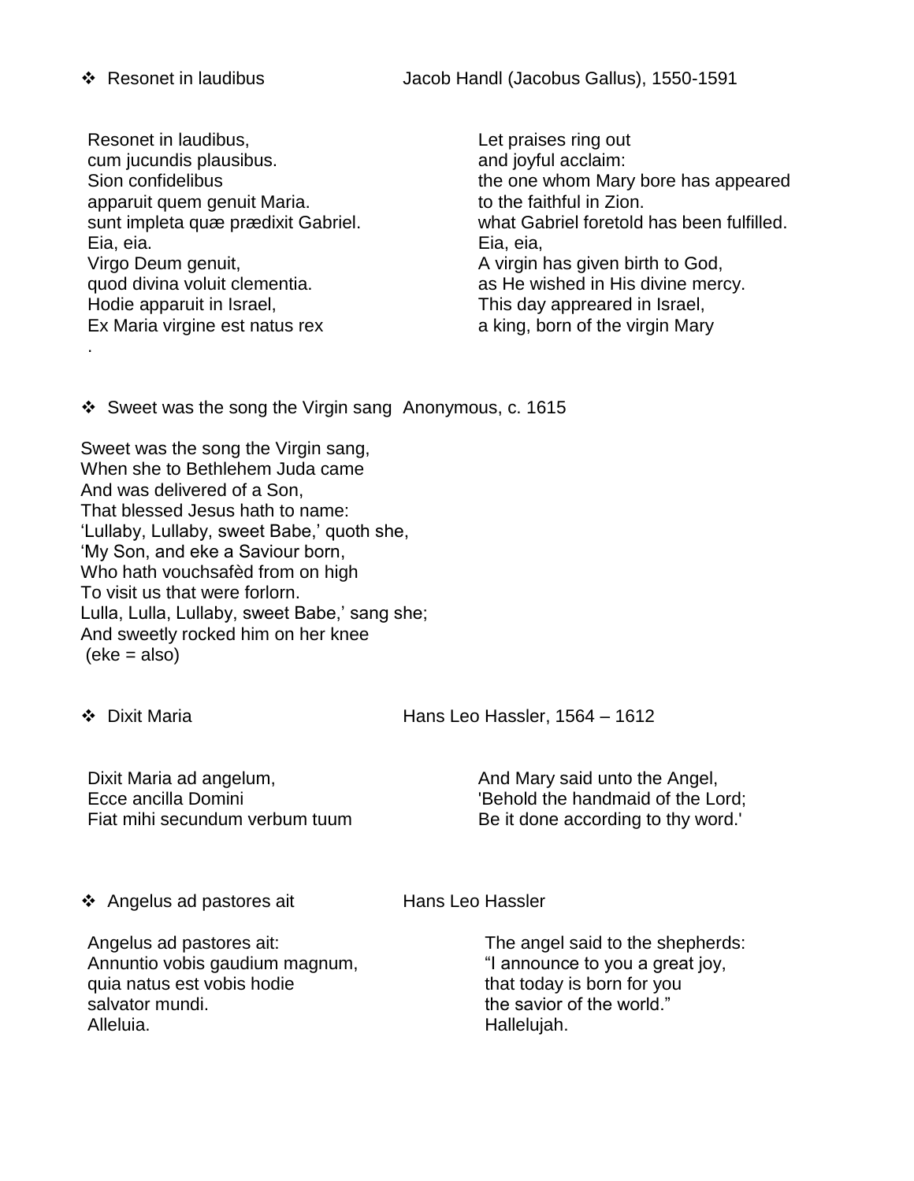❖ Resonet in laudibus — Jacob Handl (Jacobus Gallus), 1550-1591

| | |
|---|---|
| Resonet in laudibus, | Let praises ring out |
| cum jucundis plausibus. | and joyful acclaim: |
| Sion confidelibus | the one whom Mary bore has appeared |
| apparuit quem genuit Maria. | to the faithful in Zion. |
| sunt impleta quæ prædixit Gabriel. | what Gabriel foretold has been fulfilled. |
| Eia, eia. | Eia, eia, |
| Virgo Deum genuit, | A virgin has given birth to God, |
| quod divina voluit clementia. | as He wished in His divine mercy. |
| Hodie apparuit in Israel, | This day appreared in Israel, |
| Ex Maria virgine est natus rex | a king, born of the virgin Mary |
| . | |

❖ Sweet was the song the Virgin sang — Anonymous, c. 1615

Sweet was the song the Virgin sang,
When she to Bethlehem Juda came
And was delivered of a Son,
That blessed Jesus hath to name:
'Lullaby, Lullaby, sweet Babe,' quoth she,
'My Son, and eke a Saviour born,
Who hath vouchsafèd from on high
To visit us that were forlorn.
Lulla, Lulla, Lullaby, sweet Babe,' sang she;
And sweetly rocked him on her knee
(eke = also)

❖ Dixit Maria — Hans Leo Hassler, 1564 – 1612

| | |
|---|---|
| Dixit Maria ad angelum, | And Mary said unto the Angel, |
| Ecce ancilla Domini | 'Behold the handmaid of the Lord; |
| Fiat mihi secundum verbum tuum | Be it done according to thy word.' |

❖ Angelus ad pastores ait — Hans Leo Hassler

| | |
|---|---|
| Angelus ad pastores ait: | The angel said to the shepherds: |
| Annuntio vobis gaudium magnum, | "I announce to you a great joy, |
| quia natus est vobis hodie | that today is born for you |
| salvator mundi. | the savior of the world." |
| Alleluia. | Hallelujah. |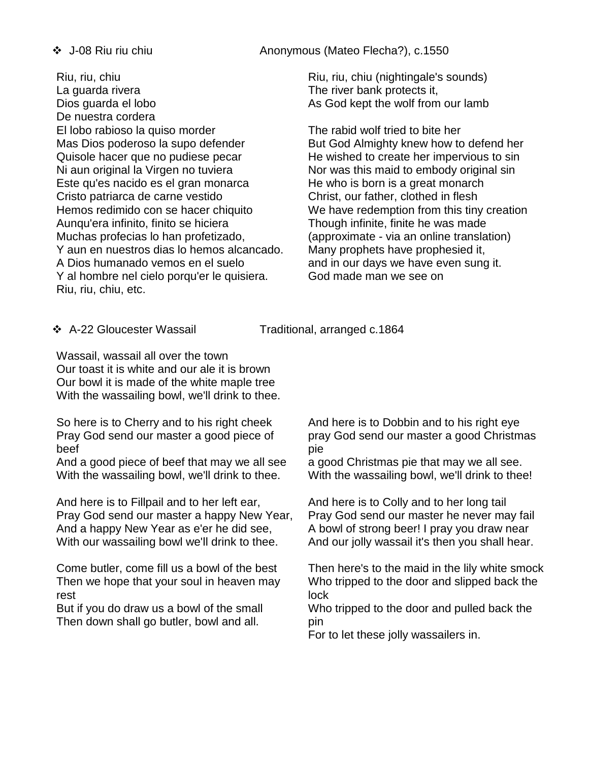❖ J-08 Riu riu chiu    Anonymous (Mateo Flecha?), c.1550

Riu, riu, chiu
La guarda rivera
Dios guarda el lobo
De nuestra cordera
El lobo rabioso la quiso morder
Mas Dios poderoso la supo defender
Quisole hacer que no pudiese pecar
Ni aun original la Virgen no tuviera
Este qu'es nacido es el gran monarca
Cristo patriarca de carne vestido
Hemos redimido con se hacer chiquito
Aunqu'era infinito, finito se hiciera
Muchas profecias lo han profetizado,
Y aun en nuestros dias lo hemos alcancado.
A Dios humanado vemos en el suelo
Y al hombre nel cielo porqu'er le quisiera.
Riu, riu, chiu, etc.

Riu, riu, chiu (nightingale's sounds)
The river bank protects it,
As God kept the wolf from our lamb

The rabid wolf tried to bite her
But God Almighty knew how to defend her
He wished to create her impervious to sin
Nor was this maid to embody original sin
He who is born is a great monarch
Christ, our father, clothed in flesh
We have redemption from this tiny creation
Though infinite, finite he was made
(approximate - via an online translation)
Many prophets have prophesied it,
and in our days we have even sung it.
God made man we see on

❖ A-22 Gloucester Wassail    Traditional, arranged c.1864

Wassail, wassail all over the town
Our toast it is white and our ale it is brown
Our bowl it is made of the white maple tree
With the wassailing bowl, we'll drink to thee.

So here is to Cherry and to his right cheek
Pray God send our master a good piece of beef
And a good piece of beef that may we all see
With the wassailing bowl, we'll drink to thee.

And here is to Dobbin and to his right eye
pray God send our master a good Christmas pie
a good Christmas pie that may we all see.
With the wassailing bowl, we'll drink to thee!

And here is to Fillpail and to her left ear,
Pray God send our master a happy New Year,
And a happy New Year as e'er he did see,
With our wassailing bowl we'll drink to thee.

And here is to Colly and to her long tail
Pray God send our master he never may fail
A bowl of strong beer! I pray you draw near
And our jolly wassail it's then you shall hear.

Come butler, come fill us a bowl of the best
Then we hope that your soul in heaven may rest
But if you do draw us a bowl of the small
Then down shall go butler, bowl and all.

Then here's to the maid in the lily white smock
Who tripped to the door and slipped back the lock
Who tripped to the door and pulled back the pin
For to let these jolly wassailers in.